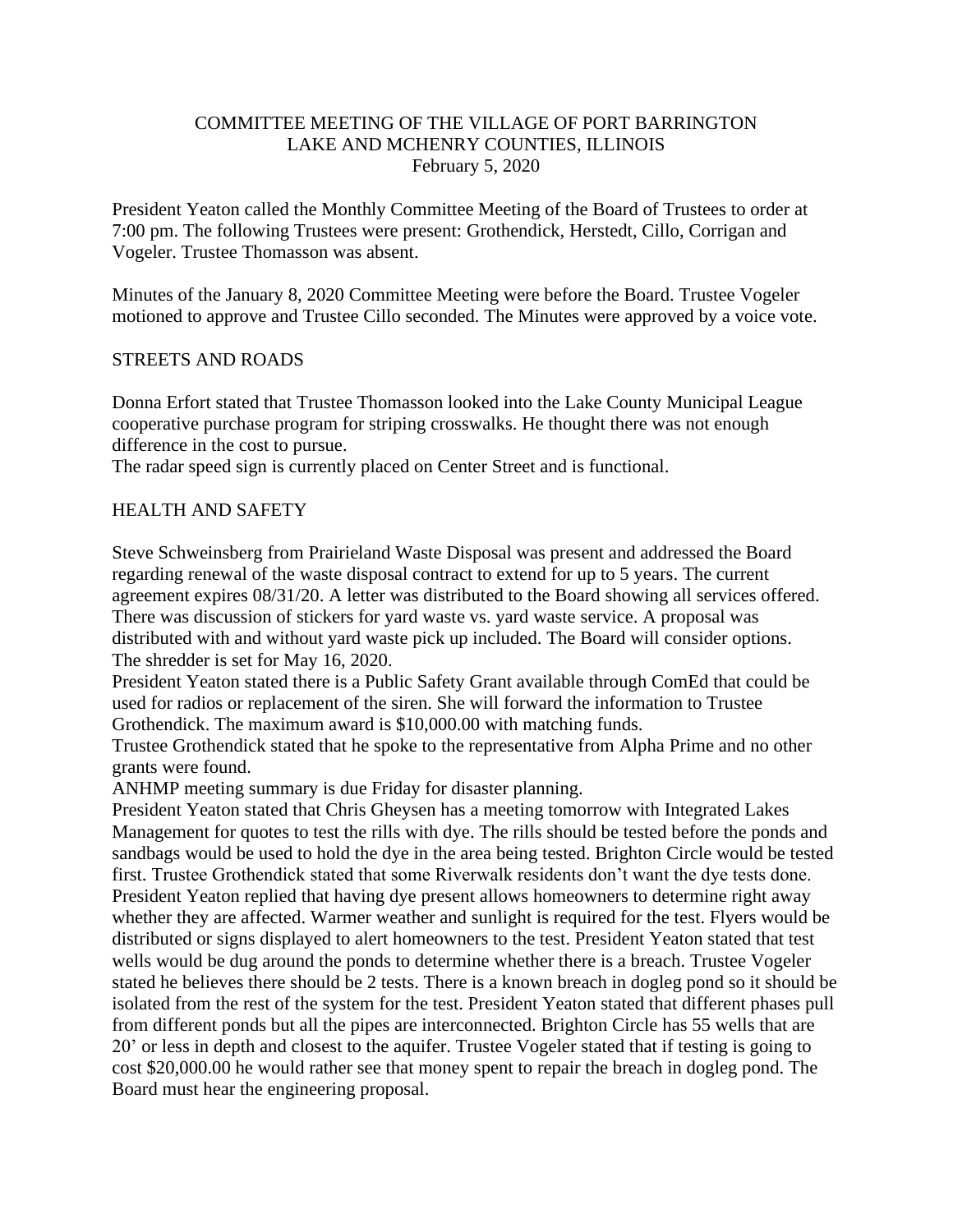COMMITTEE MEETING OF THE VILLAGE OF PORT BARRINGTON
LAKE AND MCHENRY COUNTIES, ILLINOIS
February 5, 2020

President Yeaton called the Monthly Committee Meeting of the Board of Trustees to order at 7:00 pm. The following Trustees were present: Grothendick, Herstedt, Cillo, Corrigan and Vogeler. Trustee Thomasson was absent.

Minutes of the January 8, 2020 Committee Meeting were before the Board. Trustee Vogeler motioned to approve and Trustee Cillo seconded. The Minutes were approved by a voice vote.

STREETS AND ROADS

Donna Erfort stated that Trustee Thomasson looked into the Lake County Municipal League cooperative purchase program for striping crosswalks. He thought there was not enough difference in the cost to pursue.
The radar speed sign is currently placed on Center Street and is functional.

HEALTH AND SAFETY

Steve Schweinsberg from Prairieland Waste Disposal was present and addressed the Board regarding renewal of the waste disposal contract to extend for up to 5 years. The current agreement expires 08/31/20. A letter was distributed to the Board showing all services offered. There was discussion of stickers for yard waste vs. yard waste service. A proposal was distributed with and without yard waste pick up included. The Board will consider options.
The shredder is set for May 16, 2020.
President Yeaton stated there is a Public Safety Grant available through ComEd that could be used for radios or replacement of the siren. She will forward the information to Trustee Grothendick. The maximum award is $10,000.00 with matching funds.
Trustee Grothendick stated that he spoke to the representative from Alpha Prime and no other grants were found.
ANHMP meeting summary is due Friday for disaster planning.
President Yeaton stated that Chris Gheysen has a meeting tomorrow with Integrated Lakes Management for quotes to test the rills with dye. The rills should be tested before the ponds and sandbags would be used to hold the dye in the area being tested. Brighton Circle would be tested first. Trustee Grothendick stated that some Riverwalk residents don't want the dye tests done. President Yeaton replied that having dye present allows homeowners to determine right away whether they are affected. Warmer weather and sunlight is required for the test. Flyers would be distributed or signs displayed to alert homeowners to the test. President Yeaton stated that test wells would be dug around the ponds to determine whether there is a breach. Trustee Vogeler stated he believes there should be 2 tests. There is a known breach in dogleg pond so it should be isolated from the rest of the system for the test. President Yeaton stated that different phases pull from different ponds but all the pipes are interconnected. Brighton Circle has 55 wells that are 20' or less in depth and closest to the aquifer. Trustee Vogeler stated that if testing is going to cost $20,000.00 he would rather see that money spent to repair the breach in dogleg pond. The Board must hear the engineering proposal.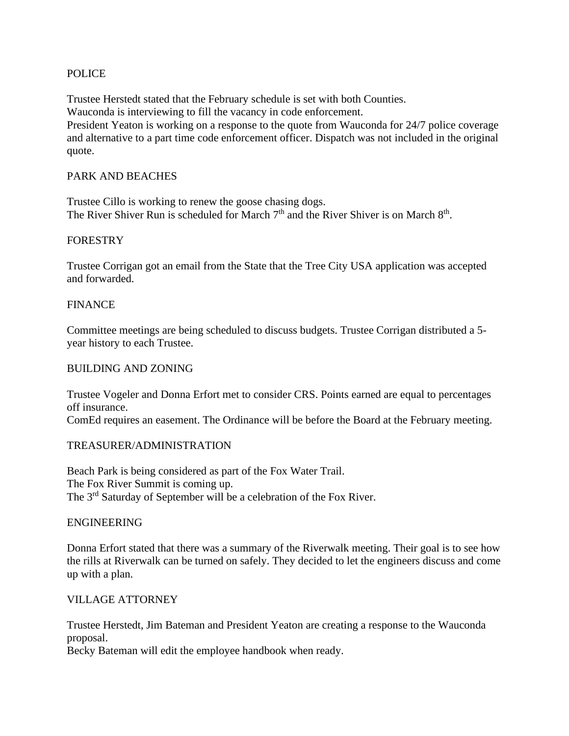## POLICE

Trustee Herstedt stated that the February schedule is set with both Counties.
Wauconda is interviewing to fill the vacancy in code enforcement.
President Yeaton is working on a response to the quote from Wauconda for 24/7 police coverage and alternative to a part time code enforcement officer. Dispatch was not included in the original quote.

## PARK AND BEACHES

Trustee Cillo is working to renew the goose chasing dogs.
The River Shiver Run is scheduled for March 7th and the River Shiver is on March 8th.

## FORESTRY

Trustee Corrigan got an email from the State that the Tree City USA application was accepted and forwarded.

## FINANCE

Committee meetings are being scheduled to discuss budgets. Trustee Corrigan distributed a 5-year history to each Trustee.

## BUILDING AND ZONING

Trustee Vogeler and Donna Erfort met to consider CRS. Points earned are equal to percentages off insurance.
ComEd requires an easement. The Ordinance will be before the Board at the February meeting.

## TREASURER/ADMINISTRATION

Beach Park is being considered as part of the Fox Water Trail.
The Fox River Summit is coming up.
The 3rd Saturday of September will be a celebration of the Fox River.

## ENGINEERING

Donna Erfort stated that there was a summary of the Riverwalk meeting. Their goal is to see how the rills at Riverwalk can be turned on safely. They decided to let the engineers discuss and come up with a plan.

## VILLAGE ATTORNEY

Trustee Herstedt, Jim Bateman and President Yeaton are creating a response to the Wauconda proposal.
Becky Bateman will edit the employee handbook when ready.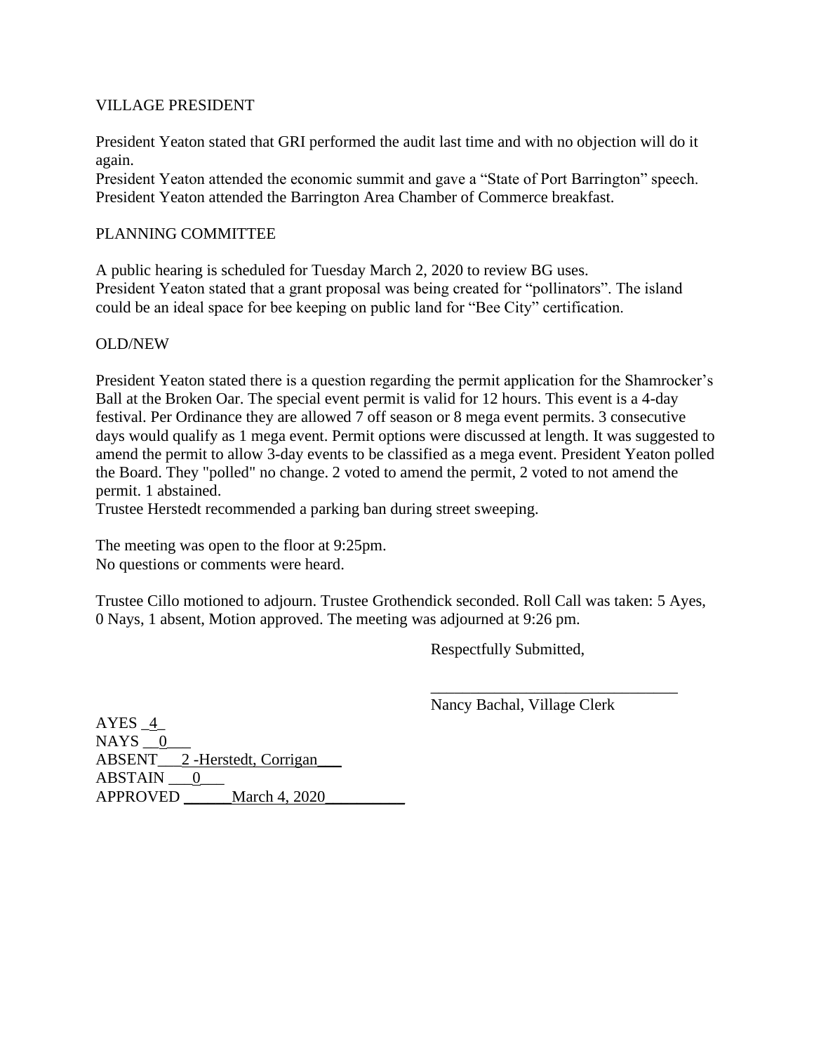VILLAGE PRESIDENT

President Yeaton stated that GRI performed the audit last time and with no objection will do it again.
President Yeaton attended the economic summit and gave a "State of Port Barrington" speech.
President Yeaton attended the Barrington Area Chamber of Commerce breakfast.

PLANNING COMMITTEE

A public hearing is scheduled for Tuesday March 2, 2020 to review BG uses.
President Yeaton stated that a grant proposal was being created for "pollinators". The island could be an ideal space for bee keeping on public land for "Bee City" certification.

OLD/NEW

President Yeaton stated there is a question regarding the permit application for the Shamrocker's Ball at the Broken Oar. The special event permit is valid for 12 hours. This event is a 4-day festival. Per Ordinance they are allowed 7 off season or 8 mega event permits. 3 consecutive days would qualify as 1 mega event. Permit options were discussed at length. It was suggested to amend the permit to allow 3-day events to be classified as a mega event. President Yeaton polled the Board. They "polled" no change. 2 voted to amend the permit, 2 voted to not amend the permit. 1 abstained.
Trustee Herstedt recommended a parking ban during street sweeping.

The meeting was open to the floor at 9:25pm.
No questions or comments were heard.

Trustee Cillo motioned to adjourn. Trustee Grothendick seconded. Roll Call was taken: 5 Ayes, 0 Nays, 1 absent, Motion approved. The meeting was adjourned at 9:26 pm.

Respectfully Submitted,

_______________________________
Nancy Bachal, Village Clerk

AYES _4_
NAYS __0___
ABSENT___2 -Herstedt, Corrigan___
ABSTAIN ___0___
APPROVED ______March 4, 2020__________